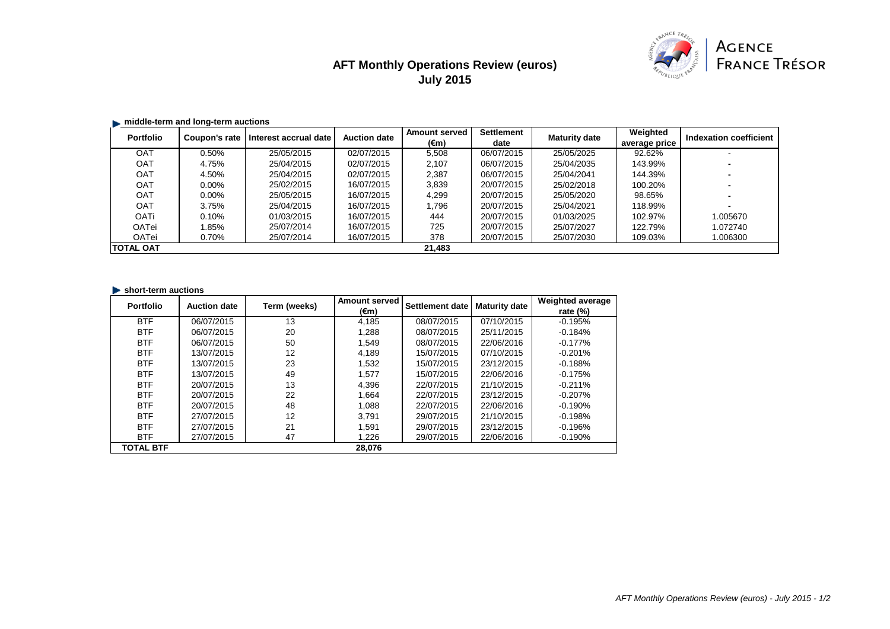# AFT Monthly Operations Review (euros)
## July 2015

AGENCE FRANCE TRÉSOR

### middle-term and long-term auctions

| Portfolio | Coupon's rate | Interest accrual date | Auction date | Amount served (€m) | Settlement date | Maturity date | Weighted average price | Indexation coefficient |
|---|---|---|---|---|---|---|---|---|
| OAT | 0.50% | 25/05/2015 | 02/07/2015 | 5,508 | 06/07/2015 | 25/05/2025 | 92.62% | - |
| OAT | 4.75% | 25/04/2015 | 02/07/2015 | 2,107 | 06/07/2015 | 25/04/2035 | 143.99% | - |
| OAT | 4.50% | 25/04/2015 | 02/07/2015 | 2,387 | 06/07/2015 | 25/04/2041 | 144.39% | - |
| OAT | 0.00% | 25/02/2015 | 16/07/2015 | 3,839 | 20/07/2015 | 25/02/2018 | 100.20% | - |
| OAT | 0.00% | 25/05/2015 | 16/07/2015 | 4,299 | 20/07/2015 | 25/05/2020 | 98.65% | - |
| OAT | 3.75% | 25/04/2015 | 16/07/2015 | 1,796 | 20/07/2015 | 25/04/2021 | 118.99% | - |
| OATi | 0.10% | 01/03/2015 | 16/07/2015 | 444 | 20/07/2015 | 01/03/2025 | 102.97% | 1.005670 |
| OATei | 1.85% | 25/07/2014 | 16/07/2015 | 725 | 20/07/2015 | 25/07/2027 | 122.79% | 1.072740 |
| OATei | 0.70% | 25/07/2014 | 16/07/2015 | 378 | 20/07/2015 | 25/07/2030 | 109.03% | 1.006300 |
| **TOTAL OAT** | | | | **21,483** | | | | |

### short-term auctions

| Portfolio | Auction date | Term (weeks) | Amount served (€m) | Settlement date | Maturity date | Weighted average rate (%) |
|---|---|---|---|---|---|---|
| BTF | 06/07/2015 | 13 | 4,185 | 08/07/2015 | 07/10/2015 | -0.195% |
| BTF | 06/07/2015 | 20 | 1,288 | 08/07/2015 | 25/11/2015 | -0.184% |
| BTF | 06/07/2015 | 50 | 1,549 | 08/07/2015 | 22/06/2016 | -0.177% |
| BTF | 13/07/2015 | 12 | 4,189 | 15/07/2015 | 07/10/2015 | -0.201% |
| BTF | 13/07/2015 | 23 | 1,532 | 15/07/2015 | 23/12/2015 | -0.188% |
| BTF | 13/07/2015 | 49 | 1,577 | 15/07/2015 | 22/06/2016 | -0.175% |
| BTF | 20/07/2015 | 13 | 4,396 | 22/07/2015 | 21/10/2015 | -0.211% |
| BTF | 20/07/2015 | 22 | 1,664 | 22/07/2015 | 23/12/2015 | -0.207% |
| BTF | 20/07/2015 | 48 | 1,088 | 22/07/2015 | 22/06/2016 | -0.190% |
| BTF | 27/07/2015 | 12 | 3,791 | 29/07/2015 | 21/10/2015 | -0.198% |
| BTF | 27/07/2015 | 21 | 1,591 | 29/07/2015 | 23/12/2015 | -0.196% |
| BTF | 27/07/2015 | 47 | 1,226 | 29/07/2015 | 22/06/2016 | -0.190% |
| **TOTAL BTF** | | | **28,076** | | | |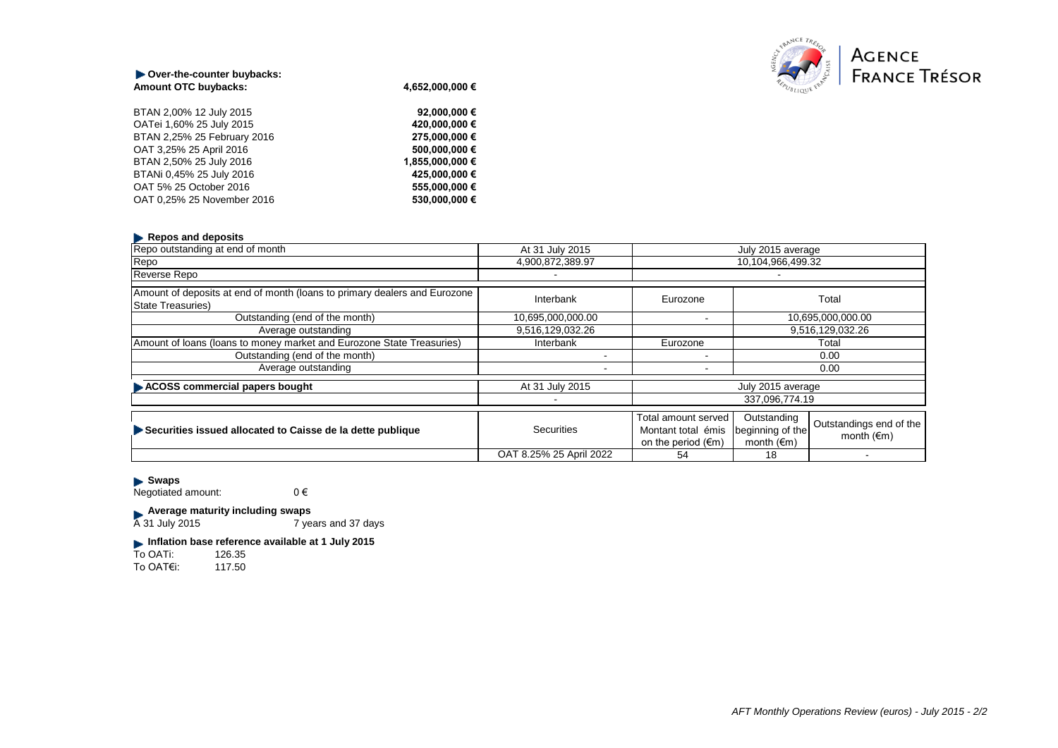### Over-the-counter buybacks:

**Amount OTC buybacks:** **4,652,000,000 €**

| | |
|---|---|
| BTAN 2,00% 12 July 2015 | **92,000,000 €** |
| OATei 1,60% 25 July 2015 | **420,000,000 €** |
| BTAN 2,25% 25 February 2016 | **275,000,000 €** |
| OAT 3,25% 25 April 2016 | **500,000,000 €** |
| BTAN 2,50% 25 July 2016 | **1,855,000,000 €** |
| BTANi 0,45% 25 July 2016 | **425,000,000 €** |
| OAT 5% 25 October 2016 | **555,000,000 €** |
| OAT 0,25% 25 November 2016 | **530,000,000 €** |

### Repos and deposits

| Repo outstanding at end of month | At 31 July 2015 | July 2015 average |
|---|---|---|
| Repo | 4,900,872,389.97 | 10,104,966,499.32 |
| Reverse Repo | - | - |

| Amount of deposits at end of month (loans to primary dealers and Eurozone State Treasuries) | Interbank | Eurozone | Total |
|---|---|---|---|
| Outstanding (end of the month) | 10,695,000,000.00 | - | 10,695,000,000.00 |
| Average outstanding | 9,516,129,032.26 | | 9,516,129,032.26 |
| **Amount of loans (loans to money market and Eurozone State Treasuries)** | **Interbank** | **Eurozone** | **Total** |
| Outstanding (end of the month) | - | - | 0.00 |
| Average outstanding | - | - | 0.00 |

| ACOSS commercial papers bought | At 31 July 2015 | July 2015 average |
|---|---|---|
| | - | 337,096,774.19 |

| Securities issued allocated to Caisse de la dette publique | Securities | Total amount served Montant total émis on the period (€m) | Outstanding beginning of the month (€m) | Outstandings end of the month (€m) |
|---|---|---|---|---|
| | OAT 8.25% 25 April 2022 | 54 | 18 | - |

### Swaps

Negotiated amount: 0 €

### Average maturity including swaps

A 31 July 2015 7 years and 37 days

### Inflation base reference available at 1 July 2015

To OATi: 126.35

To OAT€i: 117.50